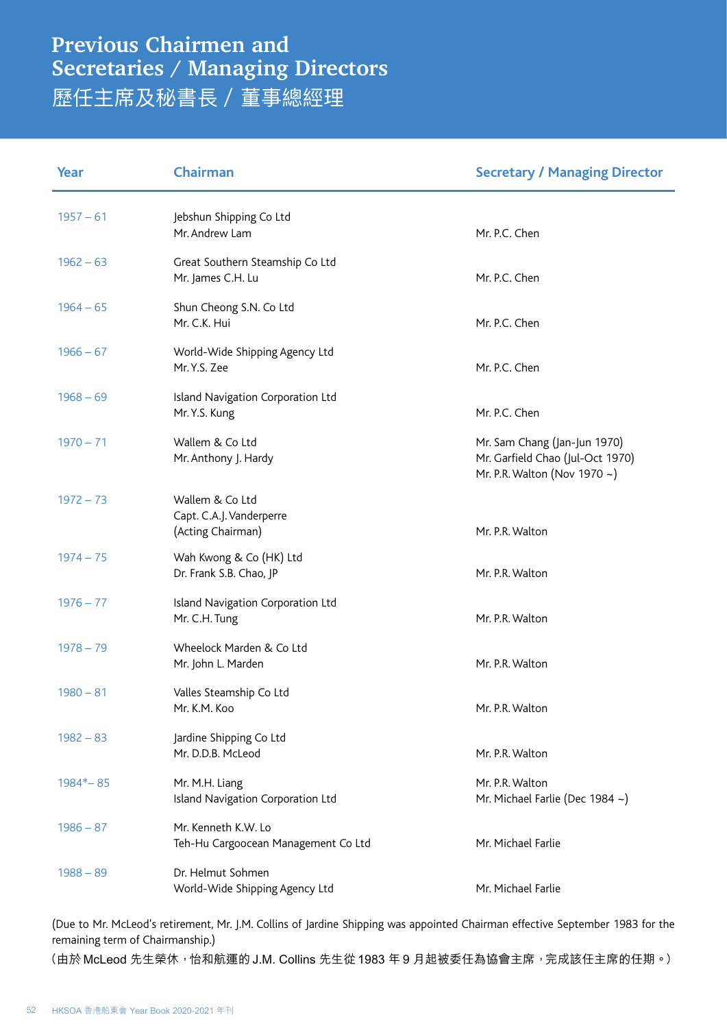# Previous Chairmen and Secretaries / Managing Directors
# 歷任主席及秘書長 / 董事總經理

| Year | Chairman | Secretary / Managing Director |
|---|---|---|
| 1957 – 61 | Jebshun Shipping Co Ltd<br>Mr. Andrew Lam | Mr. P.C. Chen |
| 1962 – 63 | Great Southern Steamship Co Ltd<br>Mr. James C.H. Lu | Mr. P.C. Chen |
| 1964 – 65 | Shun Cheong S.N. Co Ltd<br>Mr. C.K. Hui | Mr. P.C. Chen |
| 1966 – 67 | World-Wide Shipping Agency Ltd<br>Mr. Y.S. Zee | Mr. P.C. Chen |
| 1968 – 69 | Island Navigation Corporation Ltd<br>Mr. Y.S. Kung | Mr. P.C. Chen |
| 1970 – 71 | Wallem & Co Ltd<br>Mr. Anthony J. Hardy | Mr. Sam Chang (Jan-Jun 1970)<br>Mr. Garfield Chao (Jul-Oct 1970)<br>Mr. P.R. Walton (Nov 1970 ~) |
| 1972 – 73 | Wallem & Co Ltd<br>Capt. C.A.J. Vanderperre<br>(Acting Chairman) | Mr. P.R. Walton |
| 1974 – 75 | Wah Kwong & Co (HK) Ltd<br>Dr. Frank S.B. Chao, JP | Mr. P.R. Walton |
| 1976 – 77 | Island Navigation Corporation Ltd<br>Mr. C.H. Tung | Mr. P.R. Walton |
| 1978 – 79 | Wheelock Marden & Co Ltd<br>Mr. John L. Marden | Mr. P.R. Walton |
| 1980 – 81 | Valles Steamship Co Ltd<br>Mr. K.M. Koo | Mr. P.R. Walton |
| 1982 – 83 | Jardine Shipping Co Ltd<br>Mr. D.D.B. McLeod | Mr. P.R. Walton |
| 1984*– 85 | Mr. M.H. Liang<br>Island Navigation Corporation Ltd | Mr. P.R. Walton<br>Mr. Michael Farlie (Dec 1984 ~) |
| 1986 – 87 | Mr. Kenneth K.W. Lo<br>Teh-Hu Cargoocean Management Co Ltd | Mr. Michael Farlie |
| 1988 – 89 | Dr. Helmut Sohmen<br>World-Wide Shipping Agency Ltd | Mr. Michael Farlie |

(Due to Mr. McLeod's retirement, Mr. J.M. Collins of Jardine Shipping was appointed Chairman effective September 1983 for the remaining term of Chairmanship.)

（由於 McLeod 先生榮休，怡和航運的 J.M. Collins 先生從 1983 年 9 月起被委任為協會主席，完成該任主席的任期。）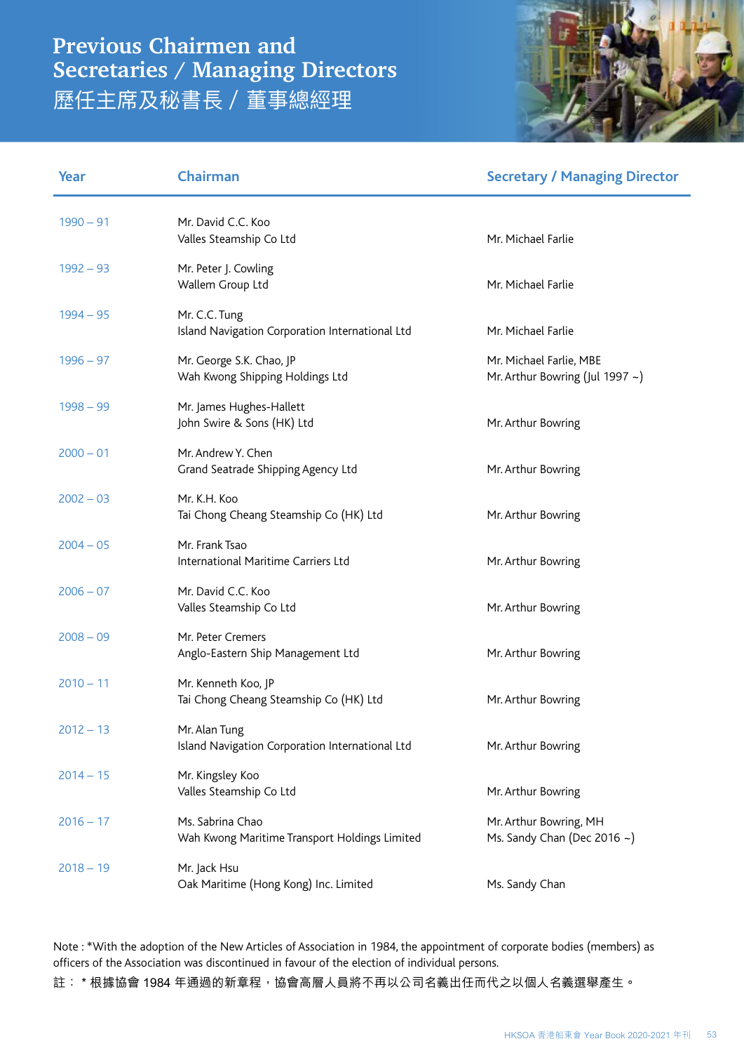# Previous Chairmen and Secretaries / Managing Directors
# 歷任主席及秘書長 / 董事總經理

| Year | Chairman | Secretary / Managing Director |
|---|---|---|
| 1990 – 91 | Mr. David C.C. Koo<br>Valles Steamship Co Ltd | Mr. Michael Farlie |
| 1992 – 93 | Mr. Peter J. Cowling<br>Wallem Group Ltd | Mr. Michael Farlie |
| 1994 – 95 | Mr. C.C. Tung<br>Island Navigation Corporation International Ltd | Mr. Michael Farlie |
| 1996 – 97 | Mr. George S.K. Chao, JP<br>Wah Kwong Shipping Holdings Ltd | Mr. Michael Farlie, MBE<br>Mr. Arthur Bowring (Jul 1997 ~) |
| 1998 – 99 | Mr. James Hughes-Hallett<br>John Swire & Sons (HK) Ltd | Mr. Arthur Bowring |
| 2000 – 01 | Mr. Andrew Y. Chen<br>Grand Seatrade Shipping Agency Ltd | Mr. Arthur Bowring |
| 2002 – 03 | Mr. K.H. Koo<br>Tai Chong Cheang Steamship Co (HK) Ltd | Mr. Arthur Bowring |
| 2004 – 05 | Mr. Frank Tsao<br>International Maritime Carriers Ltd | Mr. Arthur Bowring |
| 2006 – 07 | Mr. David C.C. Koo<br>Valles Steamship Co Ltd | Mr. Arthur Bowring |
| 2008 – 09 | Mr. Peter Cremers<br>Anglo-Eastern Ship Management Ltd | Mr. Arthur Bowring |
| 2010 – 11 | Mr. Kenneth Koo, JP<br>Tai Chong Cheang Steamship Co (HK) Ltd | Mr. Arthur Bowring |
| 2012 – 13 | Mr. Alan Tung<br>Island Navigation Corporation International Ltd | Mr. Arthur Bowring |
| 2014 – 15 | Mr. Kingsley Koo<br>Valles Steamship Co Ltd | Mr. Arthur Bowring |
| 2016 – 17 | Ms. Sabrina Chao<br>Wah Kwong Maritime Transport Holdings Limited | Mr. Arthur Bowring, MH<br>Ms. Sandy Chan (Dec 2016 ~) |
| 2018 – 19 | Mr. Jack Hsu<br>Oak Maritime (Hong Kong) Inc. Limited | Ms. Sandy Chan |

Note : *With the adoption of the New Articles of Association in 1984, the appointment of corporate bodies (members) as officers of the Association was discontinued in favour of the election of individual persons.

註： * 根據協會 1984 年通過的新章程，協會高層人員將不再以公司名義出任而代之以個人名義選舉產生。